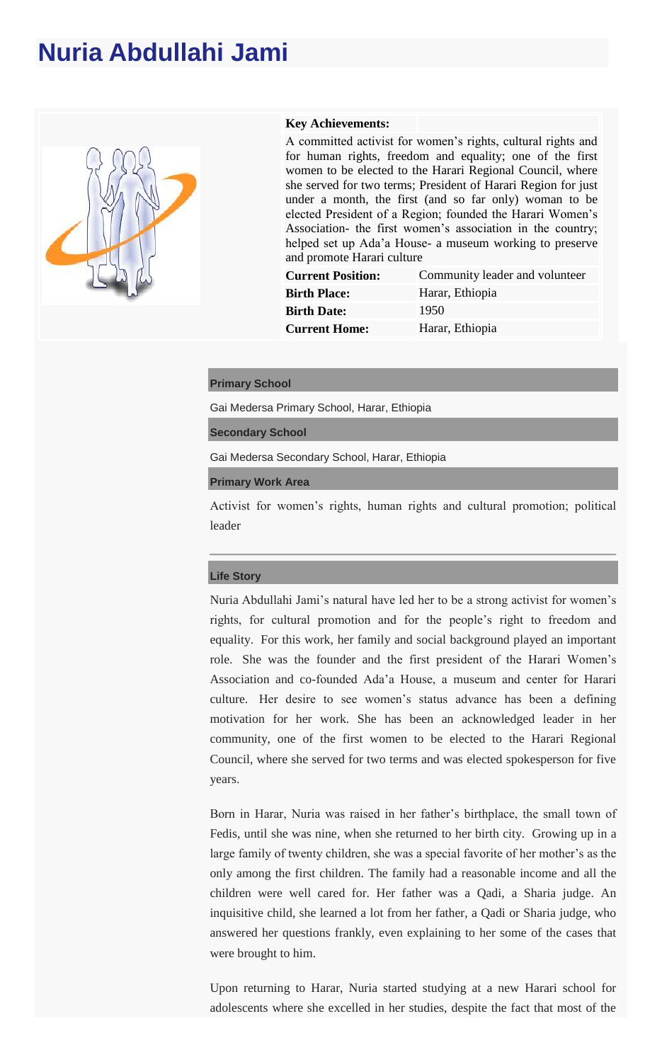# Nuria Abdullahi Jami

**Key Achievements:**

A committed activist for women's rights, cultural rights and for human rights, freedom and equality; one of the first women to be elected to the Harari Regional Council, where she served for two terms; President of Harari Region for just under a month, the first (and so far only) woman to be elected President of a Region; founded the Harari Women's Association- the first women's association in the country; helped set up Ada'a House- a museum working to preserve and promote Harari culture

| | |
|---|---|
| **Current Position:** | Community leader and volunteer |
| **Birth Place:** | Harar, Ethiopia |
| **Birth Date:** | 1950 |
| **Current Home:** | Harar, Ethiopia |

### Primary School

Gai Medersa Primary School, Harar, Ethiopia

### Secondary School

Gai Medersa Secondary School, Harar, Ethiopia

### Primary Work Area

Activist for women's rights, human rights and cultural promotion; political leader

### Life Story

Nuria Abdullahi Jami's natural have led her to be a strong activist for women's rights, for cultural promotion and for the people's right to freedom and equality. For this work, her family and social background played an important role. She was the founder and the first president of the Harari Women's Association and co-founded Ada'a House, a museum and center for Harari culture. Her desire to see women's status advance has been a defining motivation for her work. She has been an acknowledged leader in her community, one of the first women to be elected to the Harari Regional Council, where she served for two terms and was elected spokesperson for five years.

Born in Harar, Nuria was raised in her father's birthplace, the small town of Fedis, until she was nine, when she returned to her birth city. Growing up in a large family of twenty children, she was a special favorite of her mother's as the only among the first children. The family had a reasonable income and all the children were well cared for. Her father was a Qadi, a Sharia judge. An inquisitive child, she learned a lot from her father, a Qadi or Sharia judge, who answered her questions frankly, even explaining to her some of the cases that were brought to him.

Upon returning to Harar, Nuria started studying at a new Harari school for adolescents where she excelled in her studies, despite the fact that most of the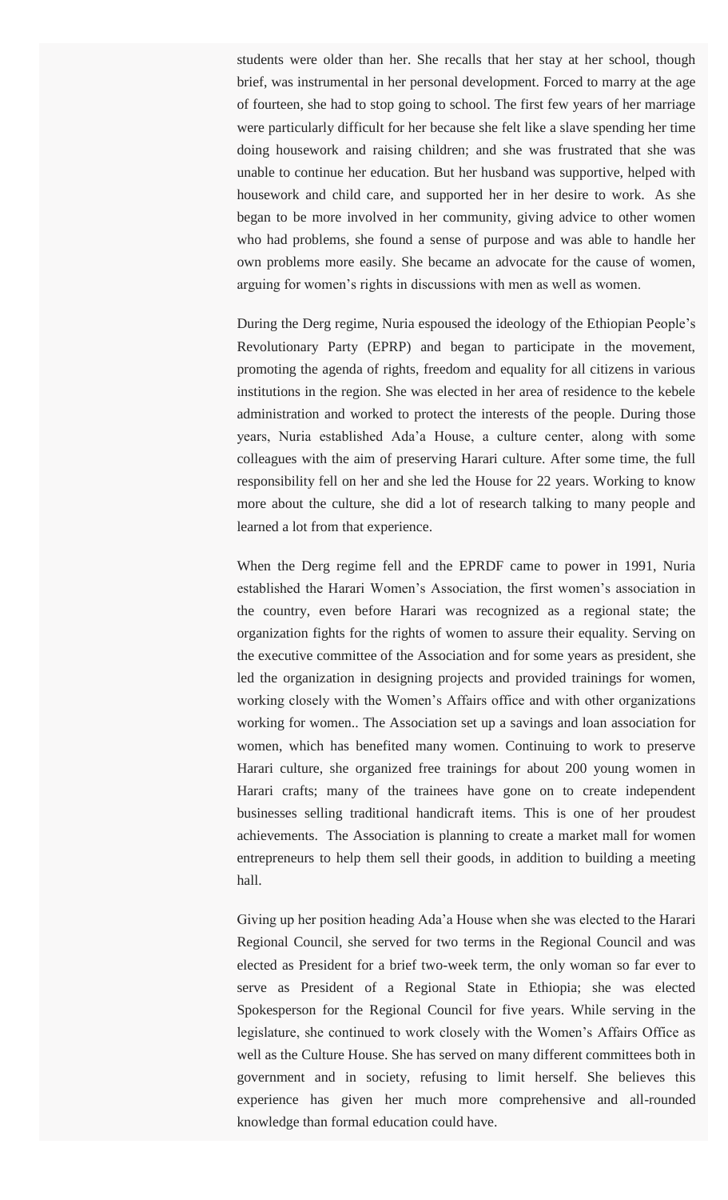students were older than her. She recalls that her stay at her school, though brief, was instrumental in her personal development. Forced to marry at the age of fourteen, she had to stop going to school. The first few years of her marriage were particularly difficult for her because she felt like a slave spending her time doing housework and raising children; and she was frustrated that she was unable to continue her education. But her husband was supportive, helped with housework and child care, and supported her in her desire to work. As she began to be more involved in her community, giving advice to other women who had problems, she found a sense of purpose and was able to handle her own problems more easily. She became an advocate for the cause of women, arguing for women's rights in discussions with men as well as women.

During the Derg regime, Nuria espoused the ideology of the Ethiopian People's Revolutionary Party (EPRP) and began to participate in the movement, promoting the agenda of rights, freedom and equality for all citizens in various institutions in the region. She was elected in her area of residence to the kebele administration and worked to protect the interests of the people. During those years, Nuria established Ada'a House, a culture center, along with some colleagues with the aim of preserving Harari culture. After some time, the full responsibility fell on her and she led the House for 22 years. Working to know more about the culture, she did a lot of research talking to many people and learned a lot from that experience.

When the Derg regime fell and the EPRDF came to power in 1991, Nuria established the Harari Women's Association, the first women's association in the country, even before Harari was recognized as a regional state; the organization fights for the rights of women to assure their equality. Serving on the executive committee of the Association and for some years as president, she led the organization in designing projects and provided trainings for women, working closely with the Women's Affairs office and with other organizations working for women.. The Association set up a savings and loan association for women, which has benefited many women. Continuing to work to preserve Harari culture, she organized free trainings for about 200 young women in Harari crafts; many of the trainees have gone on to create independent businesses selling traditional handicraft items. This is one of her proudest achievements. The Association is planning to create a market mall for women entrepreneurs to help them sell their goods, in addition to building a meeting hall.

Giving up her position heading Ada'a House when she was elected to the Harari Regional Council, she served for two terms in the Regional Council and was elected as President for a brief two-week term, the only woman so far ever to serve as President of a Regional State in Ethiopia; she was elected Spokesperson for the Regional Council for five years. While serving in the legislature, she continued to work closely with the Women's Affairs Office as well as the Culture House. She has served on many different committees both in government and in society, refusing to limit herself. She believes this experience has given her much more comprehensive and all-rounded knowledge than formal education could have.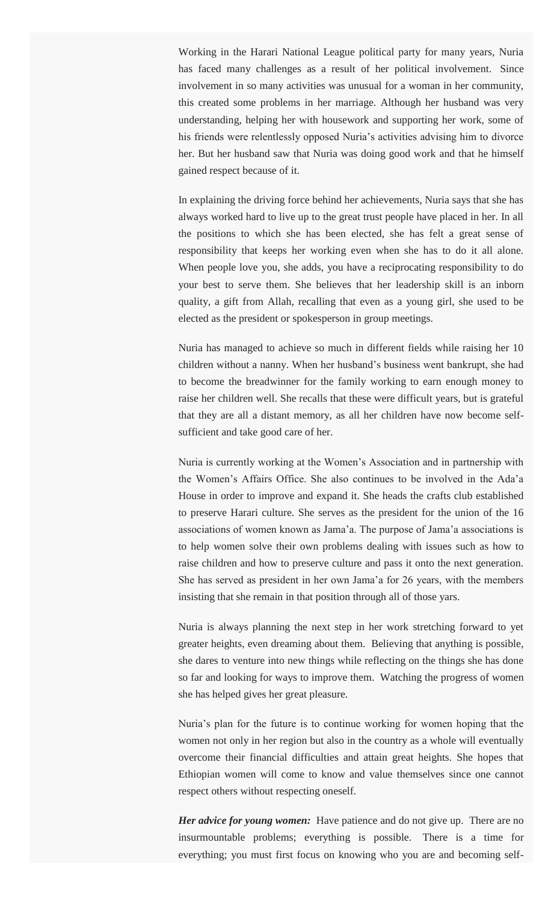Working in the Harari National League political party for many years, Nuria has faced many challenges as a result of her political involvement. Since involvement in so many activities was unusual for a woman in her community, this created some problems in her marriage. Although her husband was very understanding, helping her with housework and supporting her work, some of his friends were relentlessly opposed Nuria's activities advising him to divorce her. But her husband saw that Nuria was doing good work and that he himself gained respect because of it.

In explaining the driving force behind her achievements, Nuria says that she has always worked hard to live up to the great trust people have placed in her. In all the positions to which she has been elected, she has felt a great sense of responsibility that keeps her working even when she has to do it all alone. When people love you, she adds, you have a reciprocating responsibility to do your best to serve them. She believes that her leadership skill is an inborn quality, a gift from Allah, recalling that even as a young girl, she used to be elected as the president or spokesperson in group meetings.

Nuria has managed to achieve so much in different fields while raising her 10 children without a nanny. When her husband's business went bankrupt, she had to become the breadwinner for the family working to earn enough money to raise her children well. She recalls that these were difficult years, but is grateful that they are all a distant memory, as all her children have now become self-sufficient and take good care of her.

Nuria is currently working at the Women's Association and in partnership with the Women's Affairs Office. She also continues to be involved in the Ada'a House in order to improve and expand it. She heads the crafts club established to preserve Harari culture. She serves as the president for the union of the 16 associations of women known as Jama'a. The purpose of Jama'a associations is to help women solve their own problems dealing with issues such as how to raise children and how to preserve culture and pass it onto the next generation. She has served as president in her own Jama'a for 26 years, with the members insisting that she remain in that position through all of those yars.

Nuria is always planning the next step in her work stretching forward to yet greater heights, even dreaming about them. Believing that anything is possible, she dares to venture into new things while reflecting on the things she has done so far and looking for ways to improve them. Watching the progress of women she has helped gives her great pleasure.

Nuria's plan for the future is to continue working for women hoping that the women not only in her region but also in the country as a whole will eventually overcome their financial difficulties and attain great heights. She hopes that Ethiopian women will come to know and value themselves since one cannot respect others without respecting oneself.

***Her advice for young women:*** Have patience and do not give up. There are no insurmountable problems; everything is possible. There is a time for everything; you must first focus on knowing who you are and becoming self-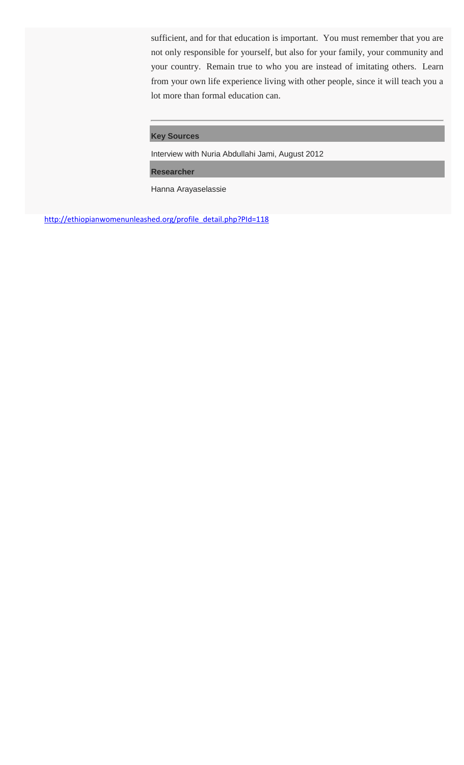sufficient, and for that education is important. You must remember that you are not only responsible for yourself, but also for your family, your community and your country. Remain true to who you are instead of imitating others. Learn from your own life experience living with other people, since it will teach you a lot more than formal education can.

---

**Key Sources**

Interview with Nuria Abdullahi Jami, August 2012

**Researcher**

Hanna Arayaselassie

http://ethiopianwomenunleashed.org/profile_detail.php?PId=118